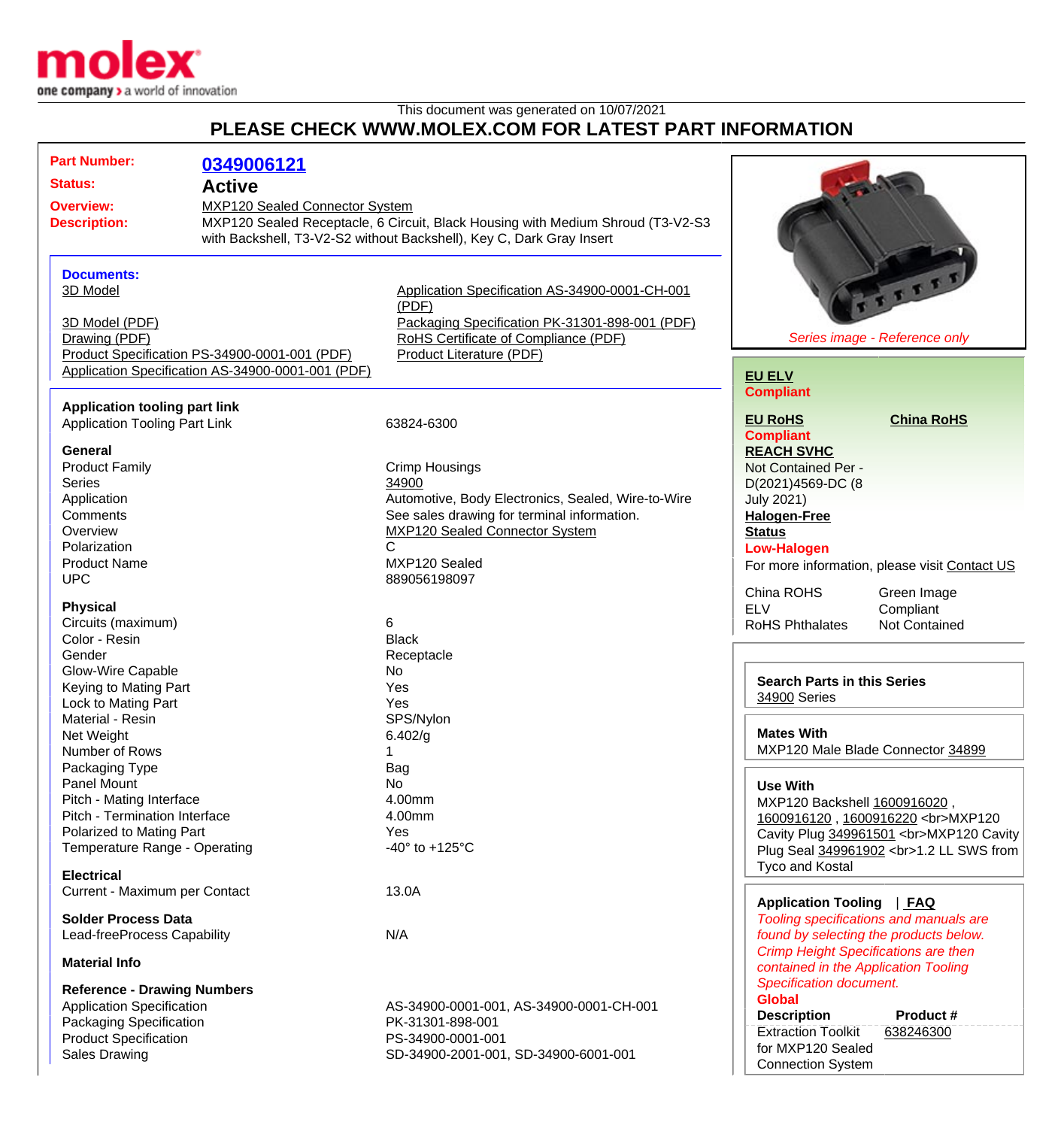This document was generated on 10/07/2021

# PLEASE CHECK WWW.MOLEX.COM FOR LATEST PART INFORMATION

| | |
|---|---|
| **Part Number:** | **0349006121** |
| **Status:** | **Active** |
| **Overview:** | MXP120 Sealed Connector System |
| **Description:** | MXP120 Sealed Receptacle, 6 Circuit, Black Housing with Medium Shroud (T3-V2-S3 with Backshell, T3-V2-S2 without Backshell), Key C, Dark Gray Insert |

**Documents:**

- 3D Model
- 3D Model (PDF)
- Drawing (PDF)
- Product Specification PS-34900-0001-001 (PDF)
- Application Specification AS-34900-0001-001 (PDF)
- Application Specification AS-34900-0001-CH-001 (PDF)
- Packaging Specification PK-31301-898-001 (PDF)
- RoHS Certificate of Compliance (PDF)
- Product Literature (PDF)

*Series image - Reference only*

**EU ELV**
**Compliant**

**EU RoHS**
**Compliant**

**China RoHS**

**REACH SVHC**
Not Contained Per - D(2021)4569-DC (8 July 2021)

**Halogen-Free Status**
**Low-Halogen**

For more information, please visit Contact US

| | |
|---|---|
| China ROHS | Green Image |
| ELV | Compliant |
| RoHS Phthalates | Not Contained |

### Application tooling part link

| | |
|---|---|
| Application Tooling Part Link | 63824-6300 |

### General

| | |
|---|---|
| Product Family | Crimp Housings |
| Series | 34900 |
| Application | Automotive, Body Electronics, Sealed, Wire-to-Wire |
| Comments | See sales drawing for terminal information. |
| Overview | MXP120 Sealed Connector System |
| Polarization | C |
| Product Name | MXP120 Sealed |
| UPC | 889056198097 |

### Physical

| | |
|---|---|
| Circuits (maximum) | 6 |
| Color - Resin | Black |
| Gender | Receptacle |
| Glow-Wire Capable | No |
| Keying to Mating Part | Yes |
| Lock to Mating Part | Yes |
| Material - Resin | SPS/Nylon |
| Net Weight | 6.402/g |
| Number of Rows | 1 |
| Packaging Type | Bag |
| Panel Mount | No |
| Pitch - Mating Interface | 4.00mm |
| Pitch - Termination Interface | 4.00mm |
| Polarized to Mating Part | Yes |
| Temperature Range - Operating | -40° to +125°C |

### Electrical

| | |
|---|---|
| Current - Maximum per Contact | 13.0A |

### Solder Process Data

| | |
|---|---|
| Lead-freeProcess Capability | N/A |

### Material Info

### Reference - Drawing Numbers

| | |
|---|---|
| Application Specification | AS-34900-0001-001, AS-34900-0001-CH-001 |
| Packaging Specification | PK-31301-898-001 |
| Product Specification | PS-34900-0001-001 |
| Sales Drawing | SD-34900-2001-001, SD-34900-6001-001 |

**Search Parts in this Series**
34900 Series

**Mates With**
MXP120 Male Blade Connector 34899

**Use With**
MXP120 Backshell 1600916020 , 1600916120 , 1600916220 <br>MXP120 Cavity Plug 349961501 <br>MXP120 Cavity Plug Seal 349961902 <br>1.2 LL SWS from Tyco and Kostal

**Application Tooling** | **FAQ**

*Tooling specifications and manuals are found by selecting the products below. Crimp Height Specifications are then contained in the Application Tooling Specification document.*

**Global**

| Description | Product # |
|---|---|
| Extraction Toolkit for MXP120 Sealed Connection System | 638246300 |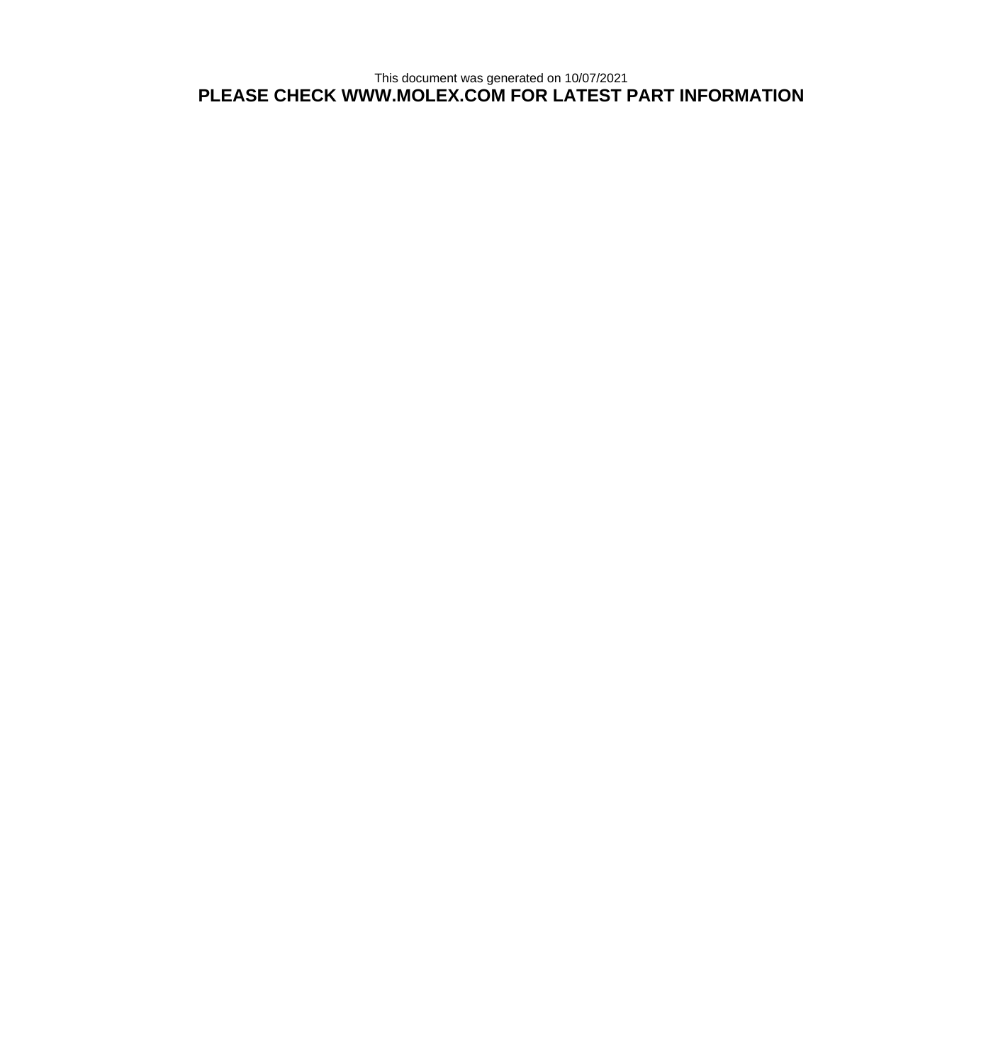This document was generated on 10/07/2021

**PLEASE CHECK WWW.MOLEX.COM FOR LATEST PART INFORMATION**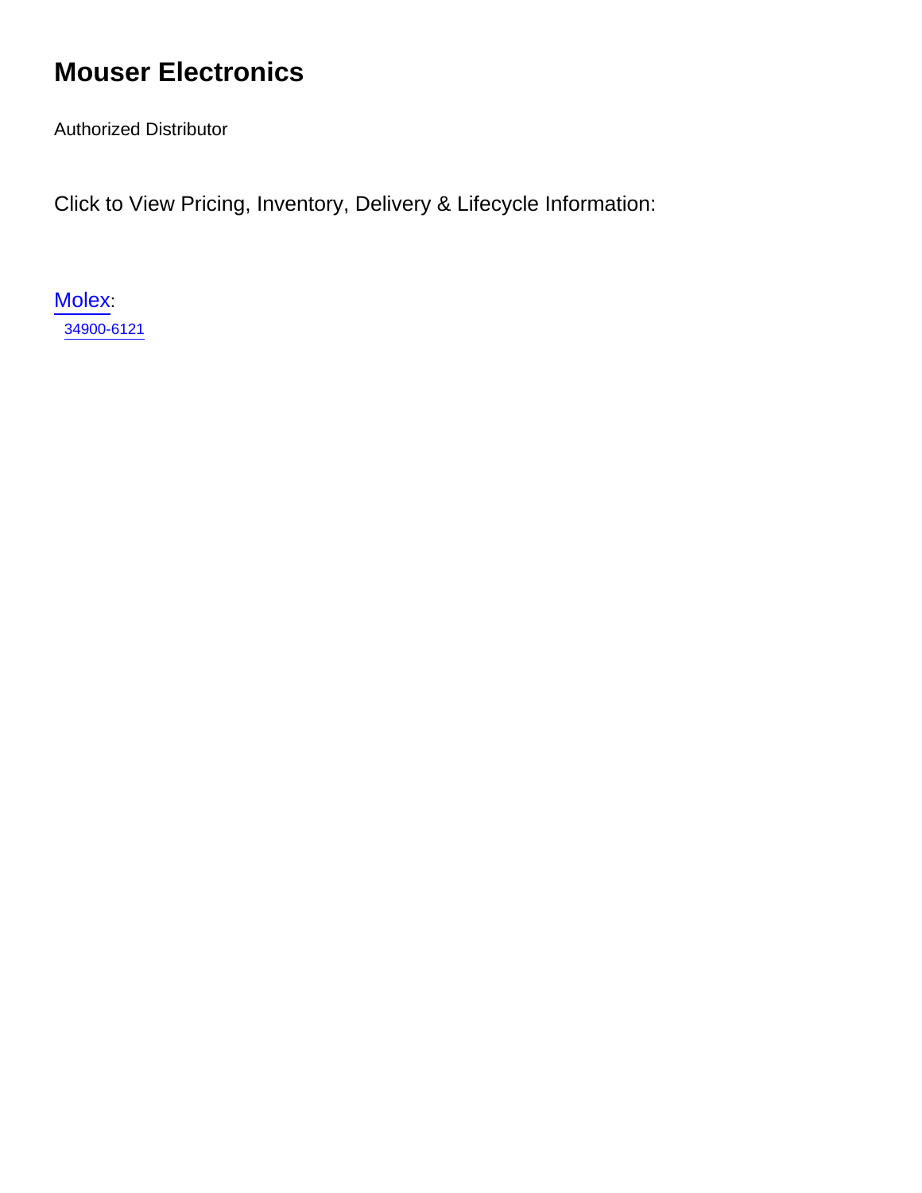# Mouser Electronics

Authorized Distributor

Click to View Pricing, Inventory, Delivery & Lifecycle Information:

Molex:

34900-6121